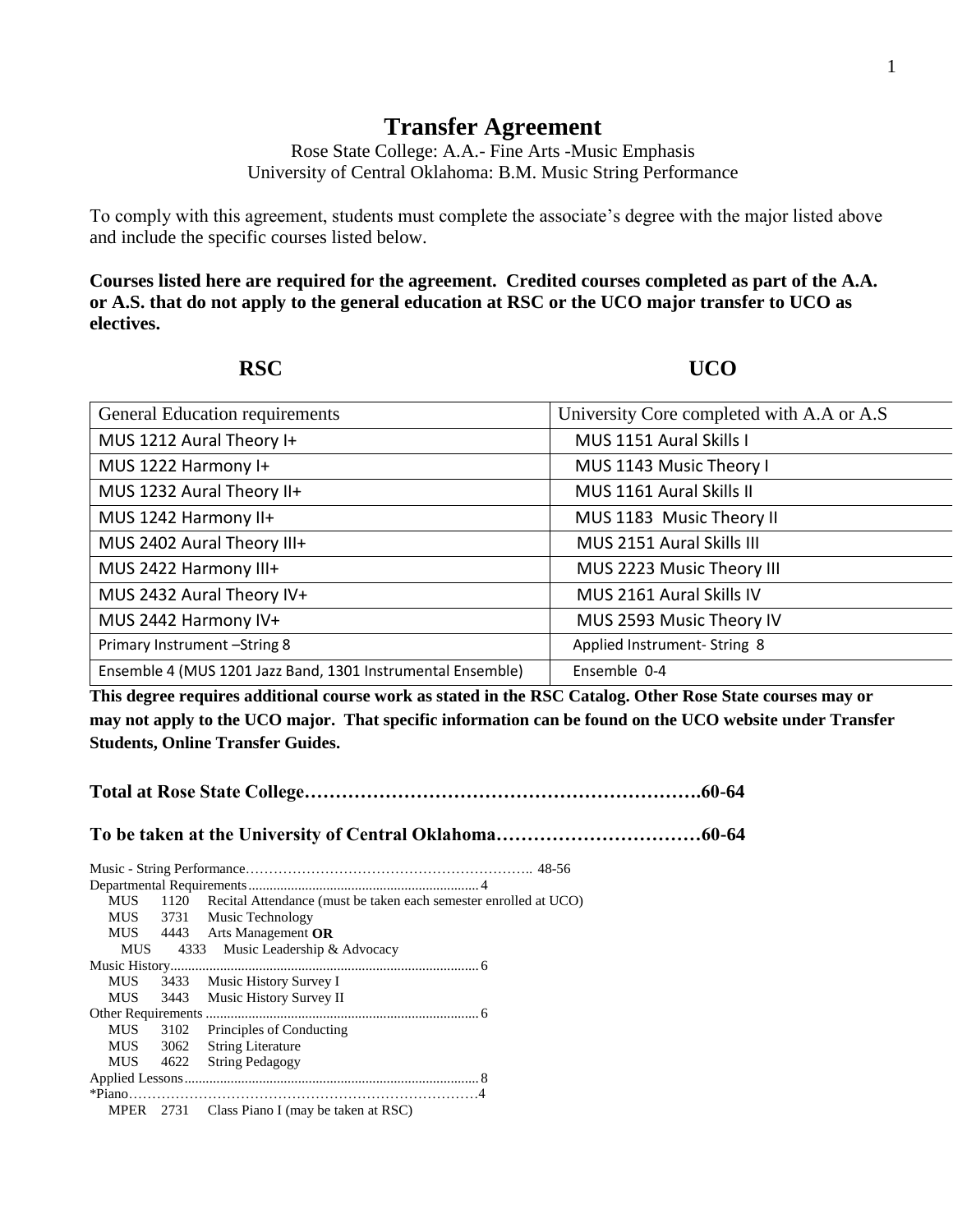# Transfer Agreement

Rose State College: A.A.- Fine Arts -Music Emphasis
University of Central Oklahoma: B.M. Music String Performance

To comply with this agreement, students must complete the associate's degree with the major listed above and include the specific courses listed below.

**Courses listed here are required for the agreement. Credited courses completed as part of the A.A. or A.S. that do not apply to the general education at RSC or the UCO major transfer to UCO as electives.**

| RSC | UCO |
|---|---|
| General Education requirements | University Core completed with A.A or A.S |
| MUS 1212 Aural Theory I+ | MUS 1151 Aural Skills I |
| MUS 1222 Harmony I+ | MUS 1143 Music Theory I |
| MUS 1232 Aural Theory II+ | MUS 1161 Aural Skills II |
| MUS 1242 Harmony II+ | MUS 1183 Music Theory II |
| MUS 2402 Aural Theory III+ | MUS 2151 Aural Skills III |
| MUS 2422 Harmony III+ | MUS 2223 Music Theory III |
| MUS 2432 Aural Theory IV+ | MUS 2161 Aural Skills IV |
| MUS 2442 Harmony IV+ | MUS 2593 Music Theory IV |
| Primary Instrument –String 8 | Applied Instrument- String 8 |
| Ensemble 4 (MUS 1201 Jazz Band, 1301 Instrumental Ensemble) | Ensemble 0-4 |

**This degree requires additional course work as stated in the RSC Catalog. Other Rose State courses may or may not apply to the UCO major. That specific information can be found on the UCO website under Transfer Students, Online Transfer Guides.**

**Total at Rose State College……………………………………………………….60-64**

**To be taken at the University of Central Oklahoma……………………………60-64**

Music - String Performance…………………………………………………….. 48-56

Departmental Requirements........................................................................ 4
- MUS 1120 Recital Attendance (must be taken each semester enrolled at UCO)
- MUS 3731 Music Technology
- MUS 4443 Arts Management **OR**
- MUS 4333 Music Leadership & Advocacy

Music History.............................................................................................. 6
- MUS 3433 Music History Survey I
- MUS 3443 Music History Survey II

Other Requirements ................................................................................... 6
- MUS 3102 Principles of Conducting
- MUS 3062 String Literature
- MUS 4622 String Pedagogy

Applied Lessons.......................................................................................... 8

*Piano…………………………………………………………………4
- MPER 2731 Class Piano I (may be taken at RSC)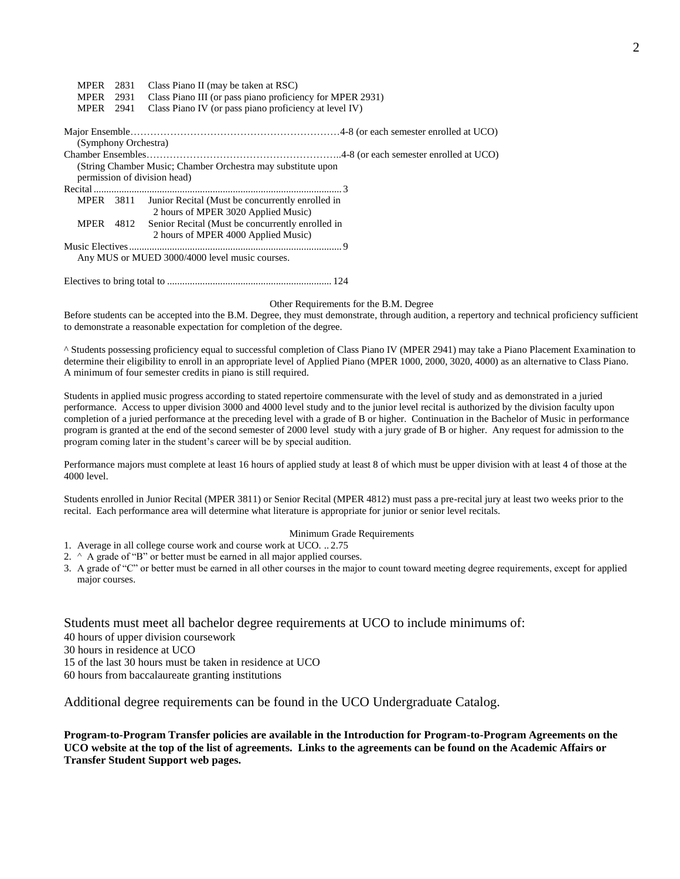MPER 2831 Class Piano II (may be taken at RSC)
MPER 2931 Class Piano III (or pass piano proficiency for MPER 2931)
MPER 2941 Class Piano IV (or pass piano proficiency at level IV)

Major Ensemble……………………………………………………4-8 (or each semester enrolled at UCO)
(Symphony Orchestra)

Chamber Ensembles…………………………………………………..4-8 (or each semester enrolled at UCO)
(String Chamber Music; Chamber Orchestra may substitute upon permission of division head)

Recital ........................................................................................ 3
MPER 3811 Junior Recital (Must be concurrently enrolled in 2 hours of MPER 3020 Applied Music)
MPER 4812 Senior Recital (Must be concurrently enrolled in 2 hours of MPER 4000 Applied Music)

Music Electives .......................................................................... 9
Any MUS or MUED 3000/4000 level music courses.

Electives to bring total to ................................................................. 124

Other Requirements for the B.M. Degree

Before students can be accepted into the B.M. Degree, they must demonstrate, through audition, a repertory and technical proficiency sufficient to demonstrate a reasonable expectation for completion of the degree.

^ Students possessing proficiency equal to successful completion of Class Piano IV (MPER 2941) may take a Piano Placement Examination to determine their eligibility to enroll in an appropriate level of Applied Piano (MPER 1000, 2000, 3020, 4000) as an alternative to Class Piano. A minimum of four semester credits in piano is still required.

Students in applied music progress according to stated repertoire commensurate with the level of study and as demonstrated in a juried performance. Access to upper division 3000 and 4000 level study and to the junior level recital is authorized by the division faculty upon completion of a juried performance at the preceding level with a grade of B or higher. Continuation in the Bachelor of Music in performance program is granted at the end of the second semester of 2000 level study with a jury grade of B or higher. Any request for admission to the program coming later in the student's career will be by special audition.

Performance majors must complete at least 16 hours of applied study at least 8 of which must be upper division with at least 4 of those at the 4000 level.

Students enrolled in Junior Recital (MPER 3811) or Senior Recital (MPER 4812) must pass a pre-recital jury at least two weeks prior to the recital. Each performance area will determine what literature is appropriate for junior or senior level recitals.

Minimum Grade Requirements

1. Average in all college course work and course work at UCO. .. 2.75
2. ^ A grade of "B" or better must be earned in all major applied courses.
3. A grade of "C" or better must be earned in all other courses in the major to count toward meeting degree requirements, except for applied major courses.

Students must meet all bachelor degree requirements at UCO to include minimums of:

40 hours of upper division coursework
30 hours in residence at UCO
15 of the last 30 hours must be taken in residence at UCO
60 hours from baccalaureate granting institutions

Additional degree requirements can be found in the UCO Undergraduate Catalog.

**Program-to-Program Transfer policies are available in the Introduction for Program-to-Program Agreements on the UCO website at the top of the list of agreements. Links to the agreements can be found on the Academic Affairs or Transfer Student Support web pages.**